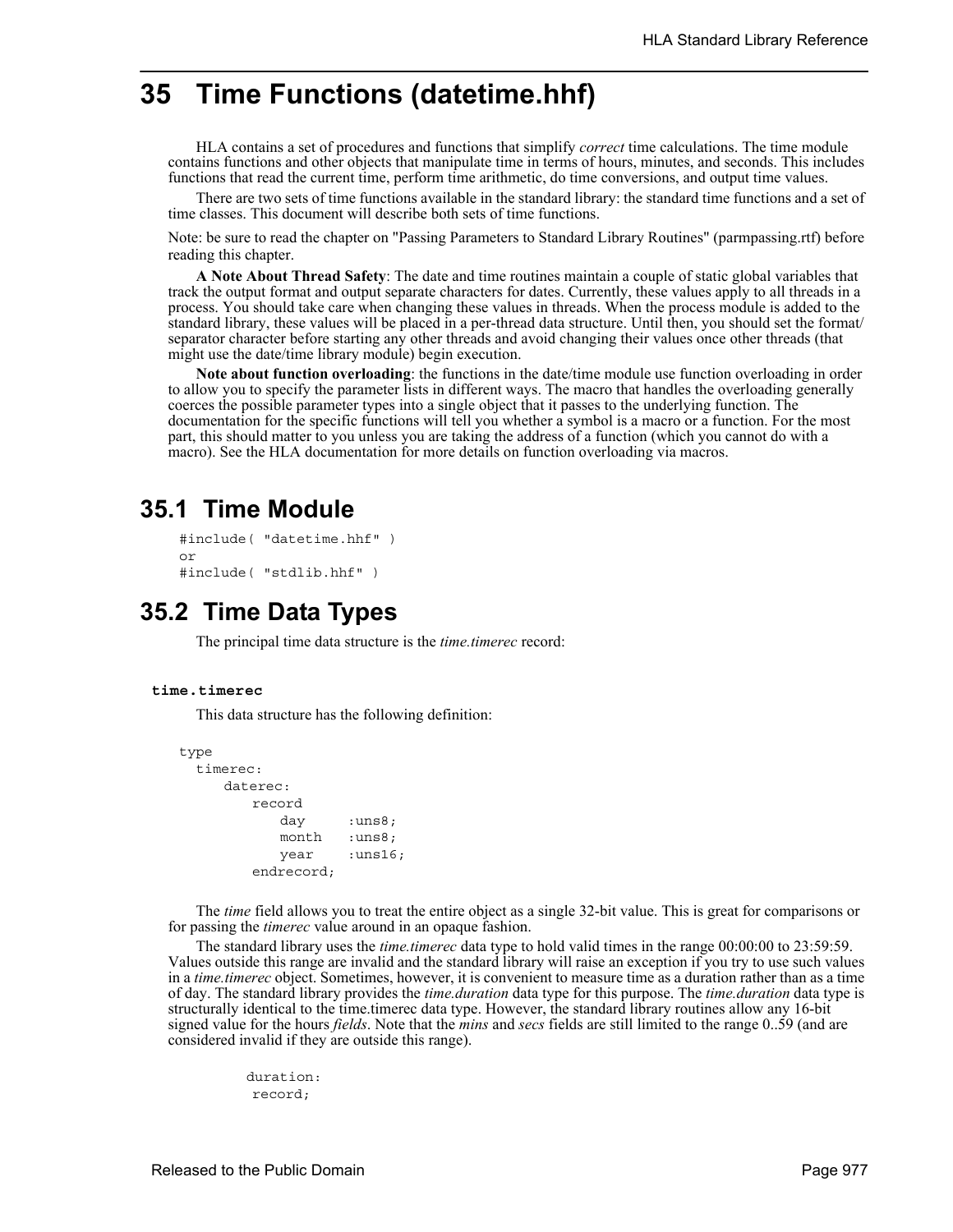# 35 Time Functions (datetime.hhf)

HLA contains a set of procedures and functions that simplify *correct* time calculations. The time module contains functions and other objects that manipulate time in terms of hours, minutes, and seconds. This includes functions that read the current time, perform time arithmetic, do time conversions, and output time values.

There are two sets of time functions available in the standard library: the standard time functions and a set of time classes. This document will describe both sets of time functions.

Note: be sure to read the chapter on "Passing Parameters to Standard Library Routines" (parmpassing.rtf) before reading this chapter.

**A Note About Thread Safety**: The date and time routines maintain a couple of static global variables that track the output format and output separate characters for dates. Currently, these values apply to all threads in a process. You should take care when changing these values in threads. When the process module is added to the standard library, these values will be placed in a per-thread data structure. Until then, you should set the format/separator character before starting any other threads and avoid changing their values once other threads (that might use the date/time library module) begin execution.

**Note about function overloading**: the functions in the date/time module use function overloading in order to allow you to specify the parameter lists in different ways. The macro that handles the overloading generally coerces the possible parameter types into a single object that it passes to the underlying function. The documentation for the specific functions will tell you whether a symbol is a macro or a function. For the most part, this should matter to you unless you are taking the address of a function (which you cannot do with a macro). See the HLA documentation for more details on function overloading via macros.

## 35.1 Time Module

```
#include( "datetime.hhf" )
or
#include( "stdlib.hhf" )
```

## 35.2 Time Data Types

The principal time data structure is the *time.timerec* record:

**time.timerec**

This data structure has the following definition:

```
type
  timerec:
     daterec:
        record
           day     :uns8;
           month   :uns8;
           year    :uns16;
        endrecord;
```

The *time* field allows you to treat the entire object as a single 32-bit value. This is great for comparisons or for passing the *timerec* value around in an opaque fashion.

The standard library uses the *time.timerec* data type to hold valid times in the range 00:00:00 to 23:59:59. Values outside this range are invalid and the standard library will raise an exception if you try to use such values in a *time.timerec* object. Sometimes, however, it is convenient to measure time as a duration rather than as a time of day. The standard library provides the *time.duration* data type for this purpose. The *time.duration* data type is structurally identical to the time.timerec data type. However, the standard library routines allow any 16-bit signed value for the hours *fields*. Note that the *mins* and *secs* fields are still limited to the range 0..59 (and are considered invalid if they are outside this range).

```
duration:
 record;
```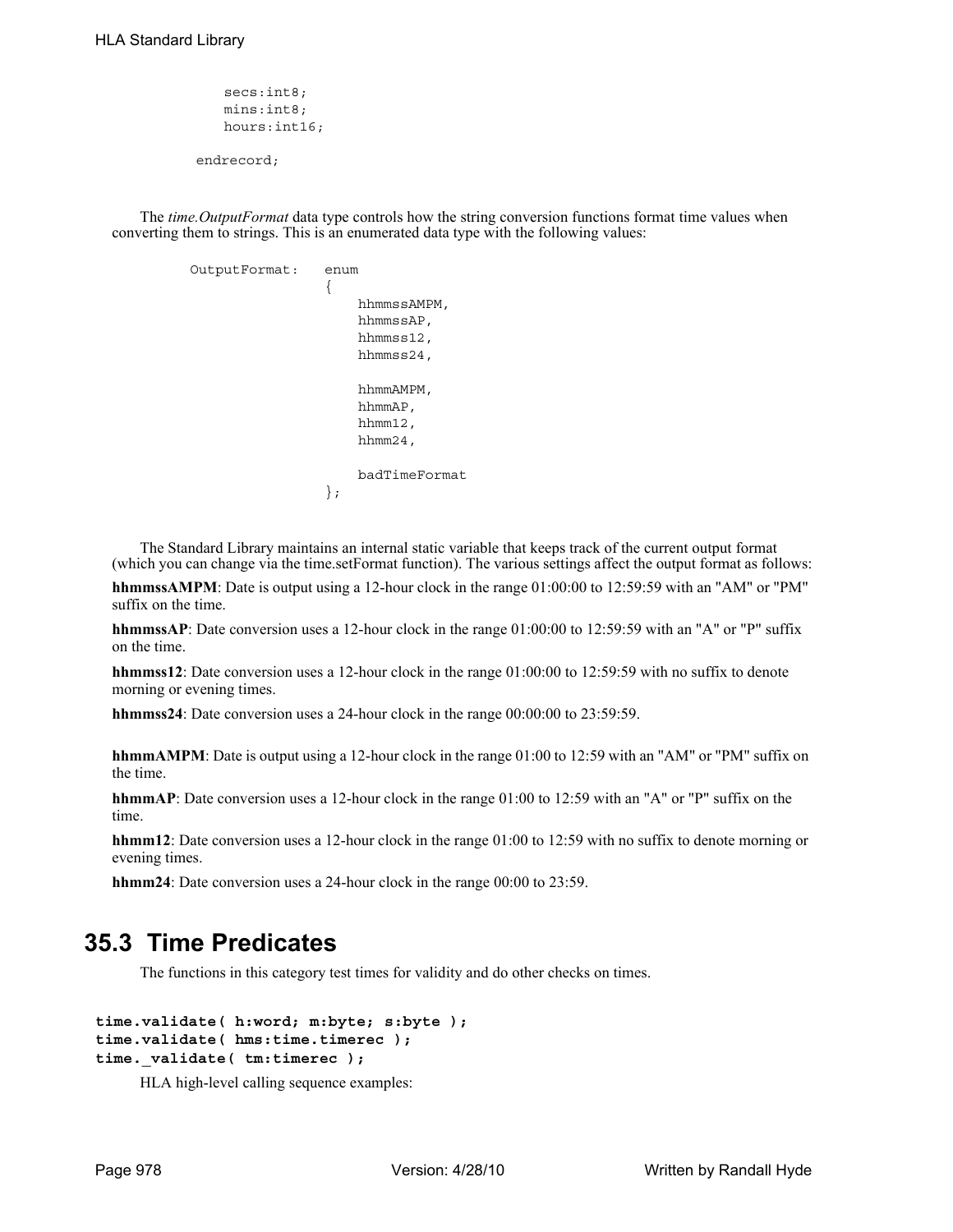```
        secs:int8;
        mins:int8;
        hours:int16;

    endrecord;
```

The *time.OutputFormat* data type controls how the string conversion functions format time values when converting them to strings. This is an enumerated data type with the following values:

```
OutputFormat:   enum
                {
                    hhmmssAMPM,
                    hhmmssAP,
                    hhmmss12,
                    hhmmss24,

                    hhmmAMPM,
                    hhmmAP,
                    hhmm12,
                    hhmm24,

                    badTimeFormat
                };
```

The Standard Library maintains an internal static variable that keeps track of the current output format (which you can change via the time.setFormat function). The various settings affect the output format as follows:

**hhmmssAMPM**: Date is output using a 12-hour clock in the range 01:00:00 to 12:59:59 with an "AM" or "PM" suffix on the time.

**hhmmssAP**: Date conversion uses a 12-hour clock in the range 01:00:00 to 12:59:59 with an "A" or "P" suffix on the time.

**hhmmss12**: Date conversion uses a 12-hour clock in the range 01:00:00 to 12:59:59 with no suffix to denote morning or evening times.

**hhmmss24**: Date conversion uses a 24-hour clock in the range 00:00:00 to 23:59:59.

**hhmmAMPM**: Date is output using a 12-hour clock in the range 01:00 to 12:59 with an "AM" or "PM" suffix on the time.

**hhmmAP**: Date conversion uses a 12-hour clock in the range 01:00 to 12:59 with an "A" or "P" suffix on the time.

**hhmm12**: Date conversion uses a 12-hour clock in the range 01:00 to 12:59 with no suffix to denote morning or evening times.

**hhmm24**: Date conversion uses a 24-hour clock in the range 00:00 to 23:59.

## 35.3 Time Predicates

The functions in this category test times for validity and do other checks on times.

```
time.validate( h:word; m:byte; s:byte );
time.validate( hms:time.timerec );
time._validate( tm:timerec );
```

HLA high-level calling sequence examples: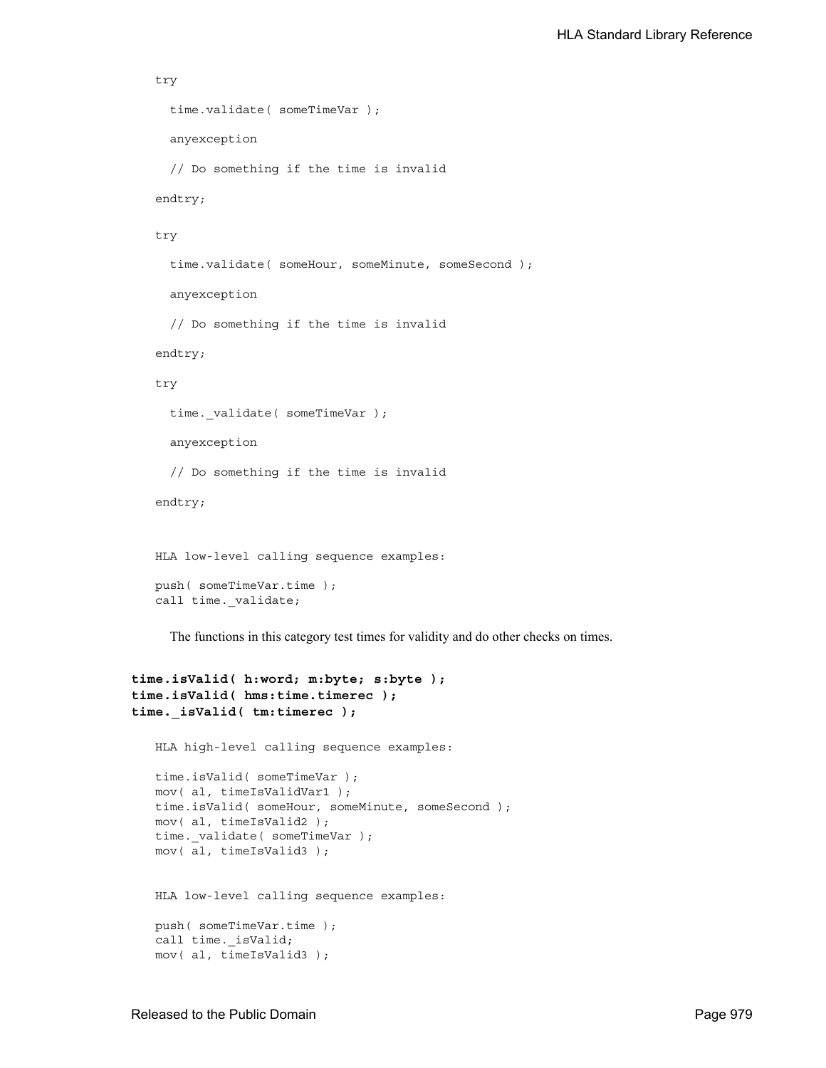```
try

  time.validate( someTimeVar );

  anyexception

  // Do something if the time is invalid

endtry;

try

  time.validate( someHour, someMinute, someSecond );

  anyexception

  // Do something if the time is invalid

endtry;

try

  time._validate( someTimeVar );

  anyexception

  // Do something if the time is invalid

endtry;


HLA low-level calling sequence examples:

push( someTimeVar.time );
call time._validate;
```

The functions in this category test times for validity and do other checks on times.

**time.isValid( h:word; m:byte; s:byte );**
**time.isValid( hms:time.timerec );**
**time._isValid( tm:timerec );**

```
HLA high-level calling sequence examples:

time.isValid( someTimeVar );
mov( al, timeIsValidVar1 );
time.isValid( someHour, someMinute, someSecond );
mov( al, timeIsValid2 );
time._validate( someTimeVar );
mov( al, timeIsValid3 );


HLA low-level calling sequence examples:

push( someTimeVar.time );
call time._isValid;
mov( al, timeIsValid3 );
```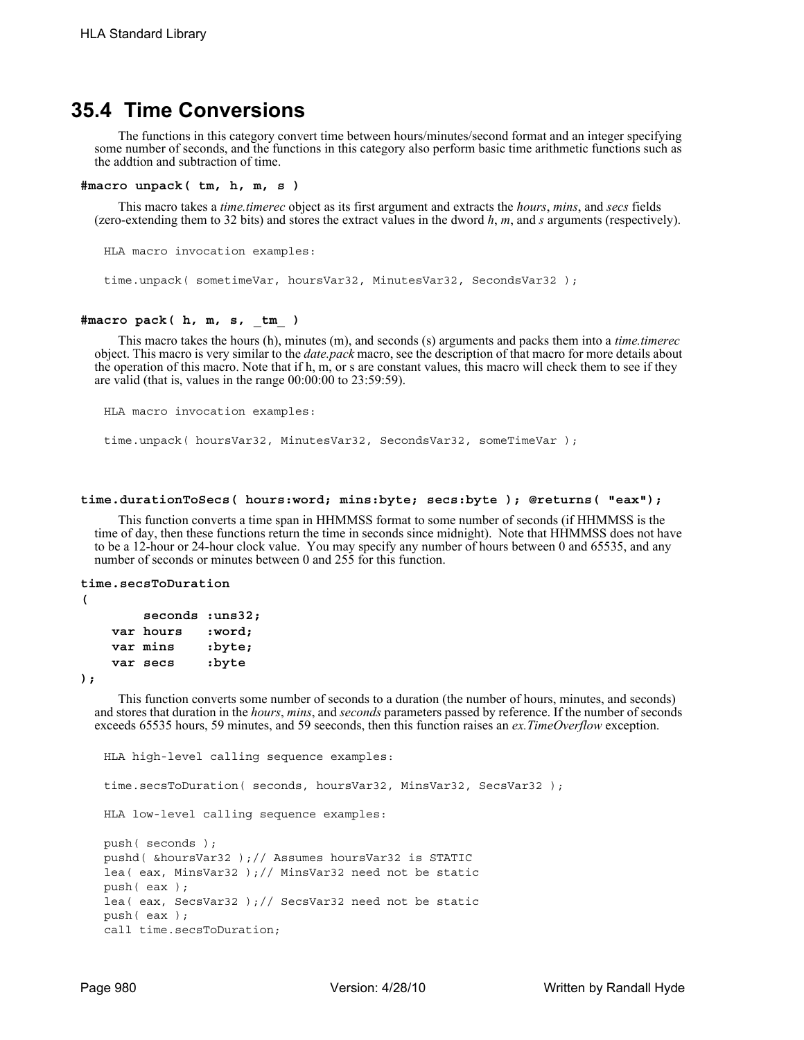## 35.4 Time Conversions

The functions in this category convert time between hours/minutes/second format and an integer specifying some number of seconds, and the functions in this category also perform basic time arithmetic functions such as the addtion and subtraction of time.

**#macro unpack( tm, h, m, s )**

This macro takes a *time.timerec* object as its first argument and extracts the *hours*, *mins*, and *secs* fields (zero-extending them to 32 bits) and stores the extract values in the dword *h*, *m*, and *s* arguments (respectively).

```
HLA macro invocation examples:

time.unpack( sometimeVar, hoursVar32, MinutesVar32, SecondsVar32 );
```

**#macro pack( h, m, s, _tm_ )**

This macro takes the hours (h), minutes (m), and seconds (s) arguments and packs them into a *time.timerec* object. This macro is very similar to the *date.pack* macro, see the description of that macro for more details about the operation of this macro. Note that if h, m, or s are constant values, this macro will check them to see if they are valid (that is, values in the range 00:00:00 to 23:59:59).

```
HLA macro invocation examples:

time.unpack( hoursVar32, MinutesVar32, SecondsVar32, someTimeVar );
```

**time.durationToSecs( hours:word; mins:byte; secs:byte ); @returns( "eax");**

This function converts a time span in HHMMSS format to some number of seconds (if HHMMSS is the time of day, then these functions return the time in seconds since midnight). Note that HHMMSS does not have to be a 12-hour or 24-hour clock value. You may specify any number of hours between 0 and 65535, and any number of seconds or minutes between 0 and 255 for this function.

```
time.secsToDuration
(
        seconds :uns32;
    var hours   :word;
    var mins    :byte;
    var secs    :byte
);
```

This function converts some number of seconds to a duration (the number of hours, minutes, and seconds) and stores that duration in the *hours*, *mins*, and *seconds* parameters passed by reference. If the number of seconds exceeds 65535 hours, 59 minutes, and 59 seeconds, then this function raises an *ex.TimeOverflow* exception.

```
HLA high-level calling sequence examples:

time.secsToDuration( seconds, hoursVar32, MinsVar32, SecsVar32 );

HLA low-level calling sequence examples:

push( seconds );
pushd( &hoursVar32 );// Assumes hoursVar32 is STATIC
lea( eax, MinsVar32 );// MinsVar32 need not be static
push( eax );
lea( eax, SecsVar32 );// SecsVar32 need not be static
push( eax );
call time.secsToDuration;
```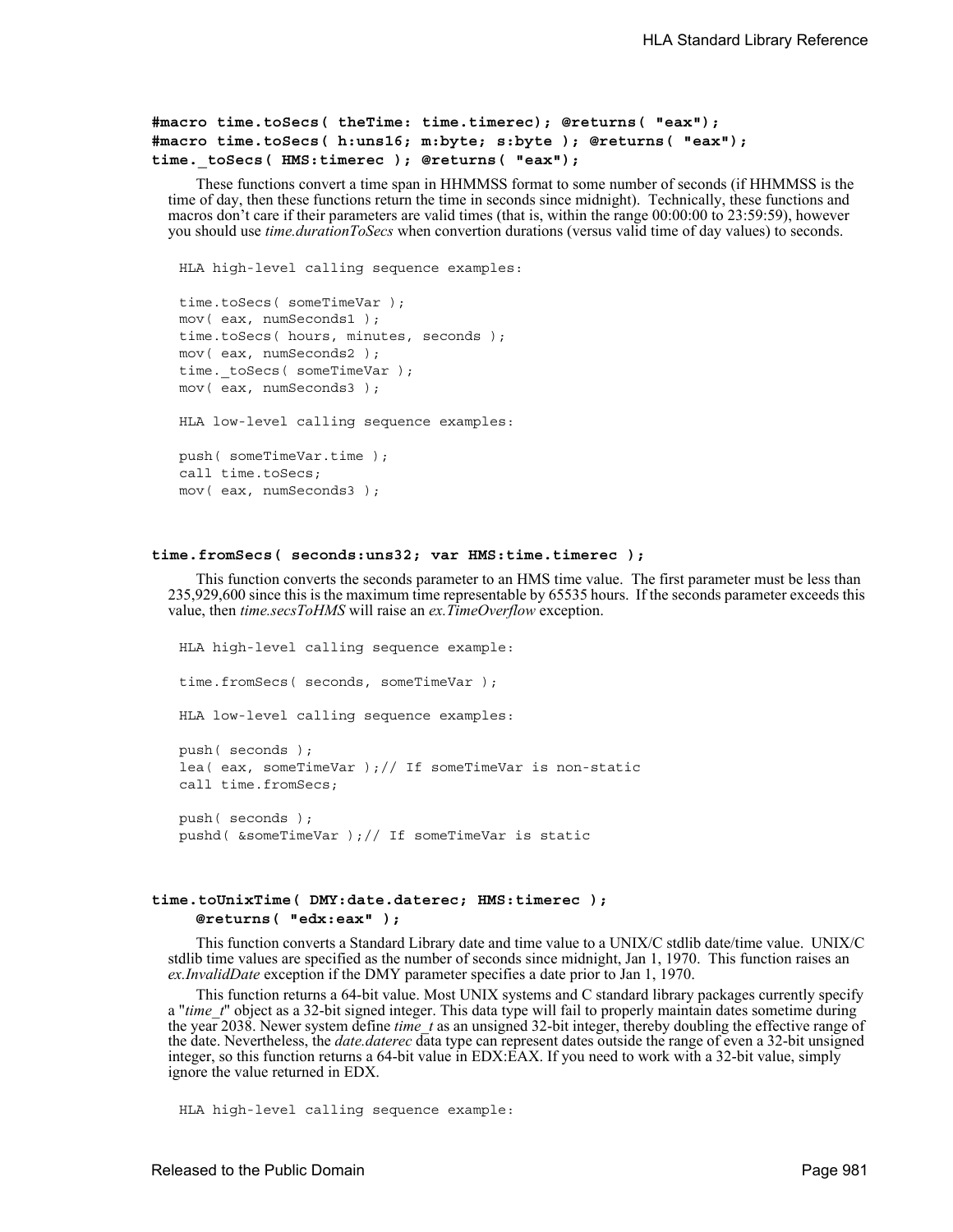**#macro time.toSecs( theTime: time.timerec); @returns( "eax");**
**#macro time.toSecs( h:uns16; m:byte; s:byte ); @returns( "eax");**
**time._toSecs( HMS:timerec ); @returns( "eax");**

These functions convert a time span in HHMMSS format to some number of seconds (if HHMMSS is the time of day, then these functions return the time in seconds since midnight). Technically, these functions and macros don't care if their parameters are valid times (that is, within the range 00:00:00 to 23:59:59), however you should use *time.durationToSecs* when convertion durations (versus valid time of day values) to seconds.

```
HLA high-level calling sequence examples:

time.toSecs( someTimeVar );
mov( eax, numSeconds1 );
time.toSecs( hours, minutes, seconds );
mov( eax, numSeconds2 );
time._toSecs( someTimeVar );
mov( eax, numSeconds3 );

HLA low-level calling sequence examples:

push( someTimeVar.time );
call time.toSecs;
mov( eax, numSeconds3 );
```

**time.fromSecs( seconds:uns32; var HMS:time.timerec );**

This function converts the seconds parameter to an HMS time value. The first parameter must be less than 235,929,600 since this is the maximum time representable by 65535 hours. If the seconds parameter exceeds this value, then *time.secsToHMS* will raise an *ex.TimeOverflow* exception.

```
HLA high-level calling sequence example:

time.fromSecs( seconds, someTimeVar );

HLA low-level calling sequence examples:

push( seconds );
lea( eax, someTimeVar );// If someTimeVar is non-static
call time.fromSecs;

push( seconds );
pushd( &someTimeVar );// If someTimeVar is static
```

**time.toUnixTime( DMY:date.daterec; HMS:timerec );**
**@returns( "edx:eax" );**

This function converts a Standard Library date and time value to a UNIX/C stdlib date/time value. UNIX/C stdlib time values are specified as the number of seconds since midnight, Jan 1, 1970. This function raises an *ex.InvalidDate* exception if the DMY parameter specifies a date prior to Jan 1, 1970.

This function returns a 64-bit value. Most UNIX systems and C standard library packages currently specify a "*time_t*" object as a 32-bit signed integer. This data type will fail to properly maintain dates sometime during the year 2038. Newer system define *time_t* as an unsigned 32-bit integer, thereby doubling the effective range of the date. Nevertheless, the *date.daterec* data type can represent dates outside the range of even a 32-bit unsigned integer, so this function returns a 64-bit value in EDX:EAX. If you need to work with a 32-bit value, simply ignore the value returned in EDX.

```
HLA high-level calling sequence example:
```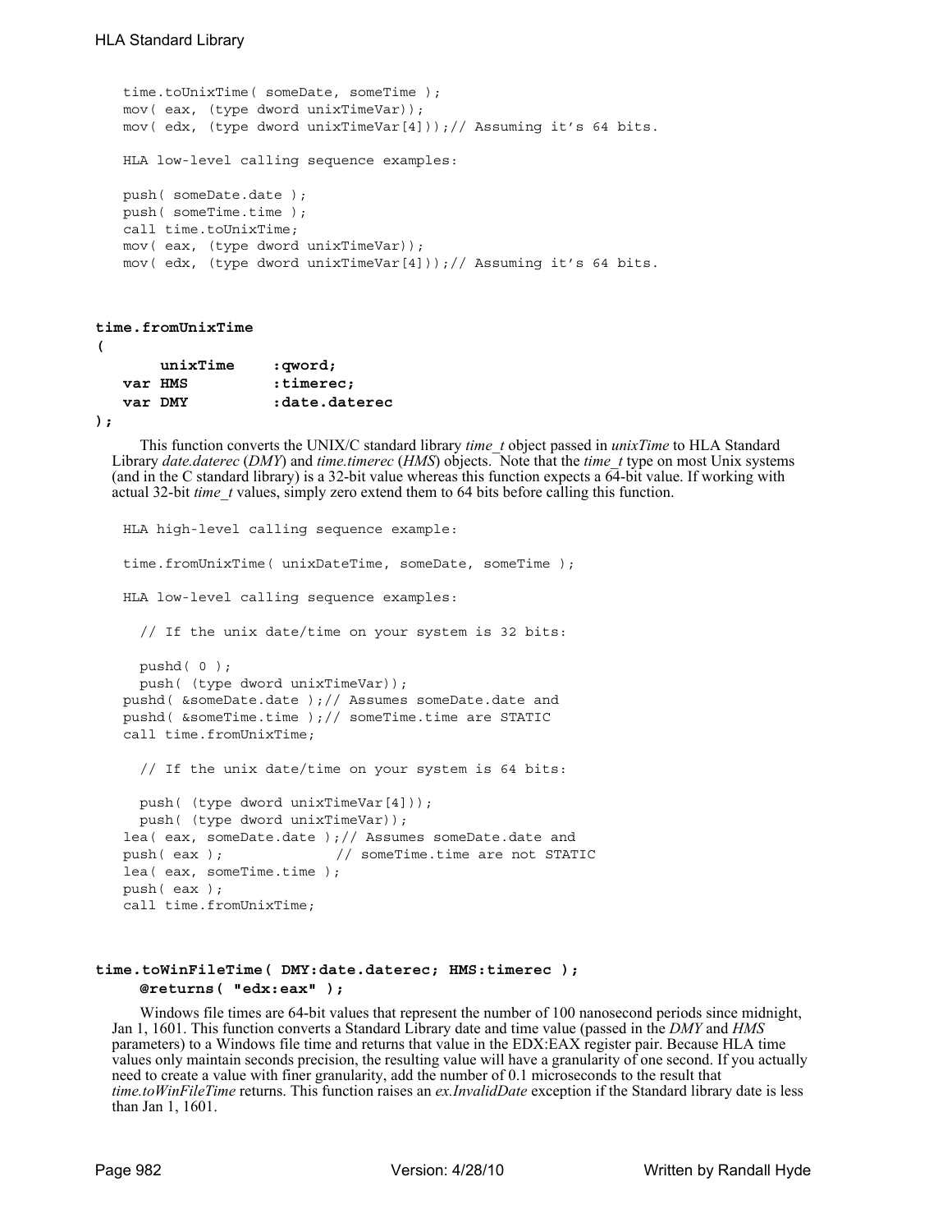```
time.toUnixTime( someDate, someTime );
mov( eax, (type dword unixTimeVar));
mov( edx, (type dword unixTimeVar[4]));// Assuming it's 64 bits.

HLA low-level calling sequence examples:

push( someDate.date );
push( someTime.time );
call time.toUnixTime;
mov( eax, (type dword unixTimeVar));
mov( edx, (type dword unixTimeVar[4]));// Assuming it's 64 bits.
```

```
time.fromUnixTime
(
        unixTime     :qword;
    var HMS          :timerec;
    var DMY          :date.daterec
);
```

This function converts the UNIX/C standard library *time_t* object passed in *unixTime* to HLA Standard Library *date.daterec* (*DMY*) and *time.timerec* (*HMS*) objects. Note that the *time_t* type on most Unix systems (and in the C standard library) is a 32-bit value whereas this function expects a 64-bit value. If working with actual 32-bit *time_t* values, simply zero extend them to 64 bits before calling this function.

```
HLA high-level calling sequence example:

time.fromUnixTime( unixDateTime, someDate, someTime );

HLA low-level calling sequence examples:

  // If the unix date/time on your system is 32 bits:

  pushd( 0 );
  push( (type dword unixTimeVar));
pushd( &someDate.date );// Assumes someDate.date and
pushd( &someTime.time );// someTime.time are STATIC
call time.fromUnixTime;

  // If the unix date/time on your system is 64 bits:

  push( (type dword unixTimeVar[4]));
  push( (type dword unixTimeVar));
lea( eax, someDate.date );// Assumes someDate.date and
push( eax );              // someTime.time are not STATIC
lea( eax, someTime.time );
push( eax );
call time.fromUnixTime;
```

```
time.toWinFileTime( DMY:date.daterec; HMS:timerec );
    @returns( "edx:eax" );
```

Windows file times are 64-bit values that represent the number of 100 nanosecond periods since midnight, Jan 1, 1601. This function converts a Standard Library date and time value (passed in the *DMY* and *HMS* parameters) to a Windows file time and returns that value in the EDX:EAX register pair. Because HLA time values only maintain seconds precision, the resulting value will have a granularity of one second. If you actually need to create a value with finer granularity, add the number of 0.1 microseconds to the result that *time.toWinFileTime* returns. This function raises an *ex.InvalidDate* exception if the Standard library date is less than Jan 1, 1601.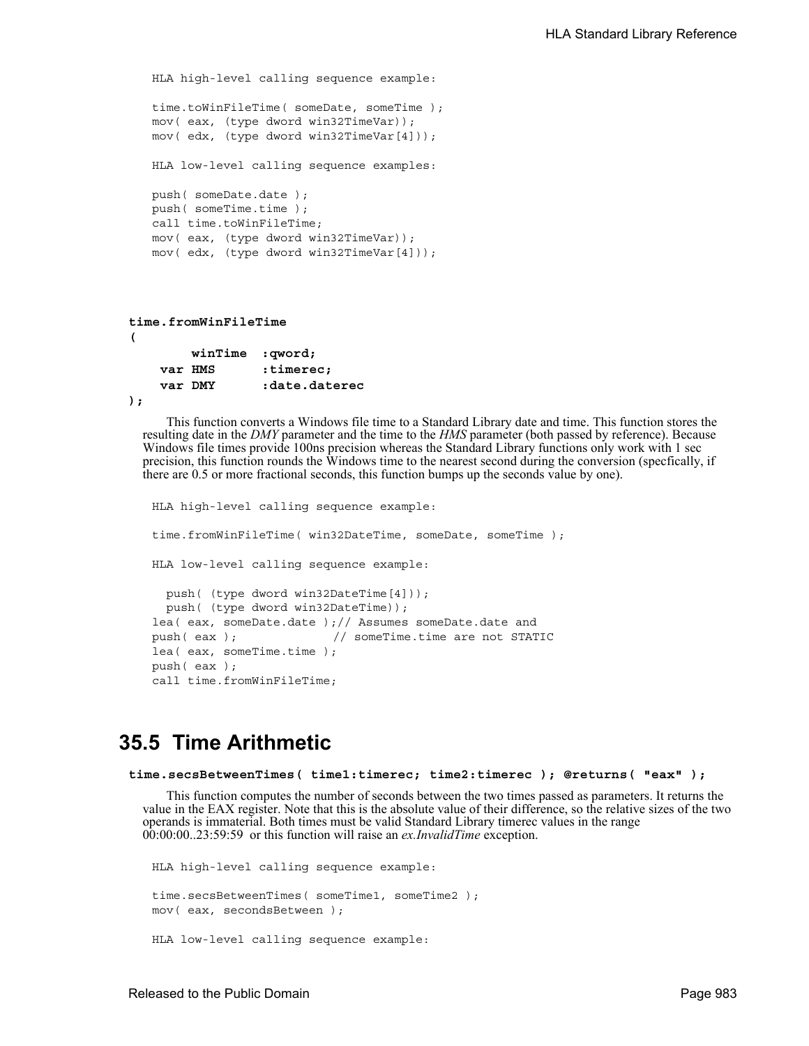```
HLA high-level calling sequence example:

time.toWinFileTime( someDate, someTime );
mov( eax, (type dword win32TimeVar));
mov( edx, (type dword win32TimeVar[4]));

HLA low-level calling sequence examples:

push( someDate.date );
push( someTime.time );
call time.toWinFileTime;
mov( eax, (type dword win32TimeVar));
mov( edx, (type dword win32TimeVar[4]));
```

**time.fromWinFileTime**
**(**
**winTime :qword;**
**var HMS :timerec;**
**var DMY :date.daterec**
**);**

This function converts a Windows file time to a Standard Library date and time. This function stores the resulting date in the *DMY* parameter and the time to the *HMS* parameter (both passed by reference). Because Windows file times provide 100ns precision whereas the Standard Library functions only work with 1 sec precision, this function rounds the Windows time to the nearest second during the conversion (specfically, if there are 0.5 or more fractional seconds, this function bumps up the seconds value by one).

```
HLA high-level calling sequence example:

time.fromWinFileTime( win32DateTime, someDate, someTime );

HLA low-level calling sequence example:

  push( (type dword win32DateTime[4]));
  push( (type dword win32DateTime));
lea( eax, someDate.date );// Assumes someDate.date and
push( eax );             // someTime.time are not STATIC
lea( eax, someTime.time );
push( eax );
call time.fromWinFileTime;
```

## 35.5 Time Arithmetic

**time.secsBetweenTimes( time1:timerec; time2:timerec ); @returns( "eax" );**

This function computes the number of seconds between the two times passed as parameters. It returns the value in the EAX register. Note that this is the absolute value of their difference, so the relative sizes of the two operands is immaterial. Both times must be valid Standard Library timerec values in the range 00:00:00..23:59:59 or this function will raise an *ex.InvalidTime* exception.

```
HLA high-level calling sequence example:

time.secsBetweenTimes( someTime1, someTime2 );
mov( eax, secondsBetween );

HLA low-level calling sequence example:
```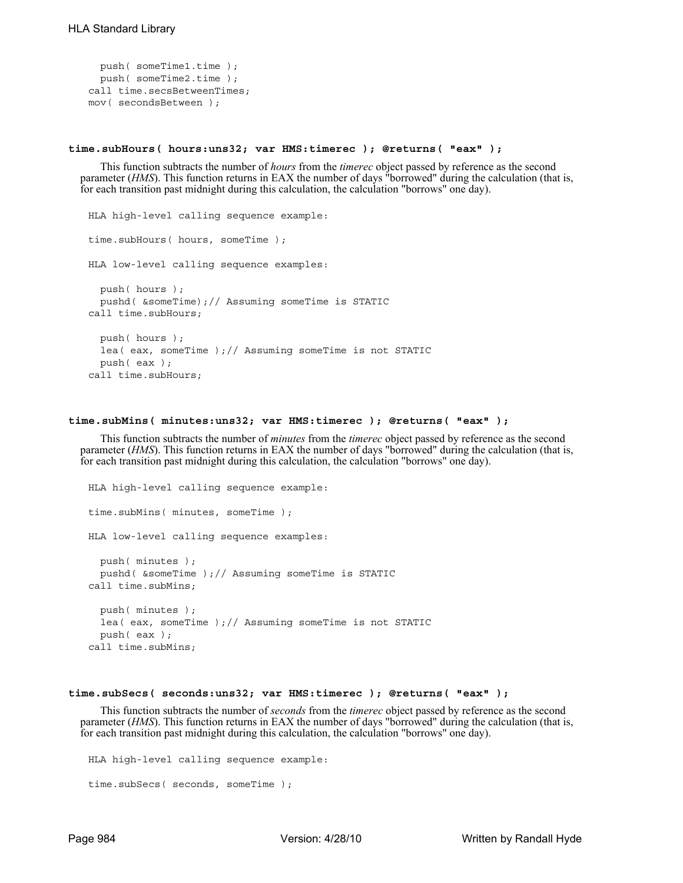```
  push( someTime1.time );
  push( someTime2.time );
call time.secsBetweenTimes;
mov( secondsBetween );
```

### time.subHours( hours:uns32; var HMS:timerec ); @returns( "eax" );

This function subtracts the number of *hours* from the *timerec* object passed by reference as the second parameter (*HMS*). This function returns in EAX the number of days "borrowed" during the calculation (that is, for each transition past midnight during this calculation, the calculation "borrows" one day).

```
HLA high-level calling sequence example:

time.subHours( hours, someTime );

HLA low-level calling sequence examples:

  push( hours );
  pushd( &someTime);// Assuming someTime is STATIC
call time.subHours;

  push( hours );
  lea( eax, someTime );// Assuming someTime is not STATIC
  push( eax );
call time.subHours;
```

### time.subMins( minutes:uns32; var HMS:timerec ); @returns( "eax" );

This function subtracts the number of *minutes* from the *timerec* object passed by reference as the second parameter (*HMS*). This function returns in EAX the number of days "borrowed" during the calculation (that is, for each transition past midnight during this calculation, the calculation "borrows" one day).

```
HLA high-level calling sequence example:

time.subMins( minutes, someTime );

HLA low-level calling sequence examples:

  push( minutes );
  pushd( &someTime );// Assuming someTime is STATIC
call time.subMins;

  push( minutes );
  lea( eax, someTime );// Assuming someTime is not STATIC
  push( eax );
call time.subMins;
```

### time.subSecs( seconds:uns32; var HMS:timerec ); @returns( "eax" );

This function subtracts the number of *seconds* from the *timerec* object passed by reference as the second parameter (*HMS*). This function returns in EAX the number of days "borrowed" during the calculation (that is, for each transition past midnight during this calculation, the calculation "borrows" one day).

```
HLA high-level calling sequence example:

time.subSecs( seconds, someTime );
```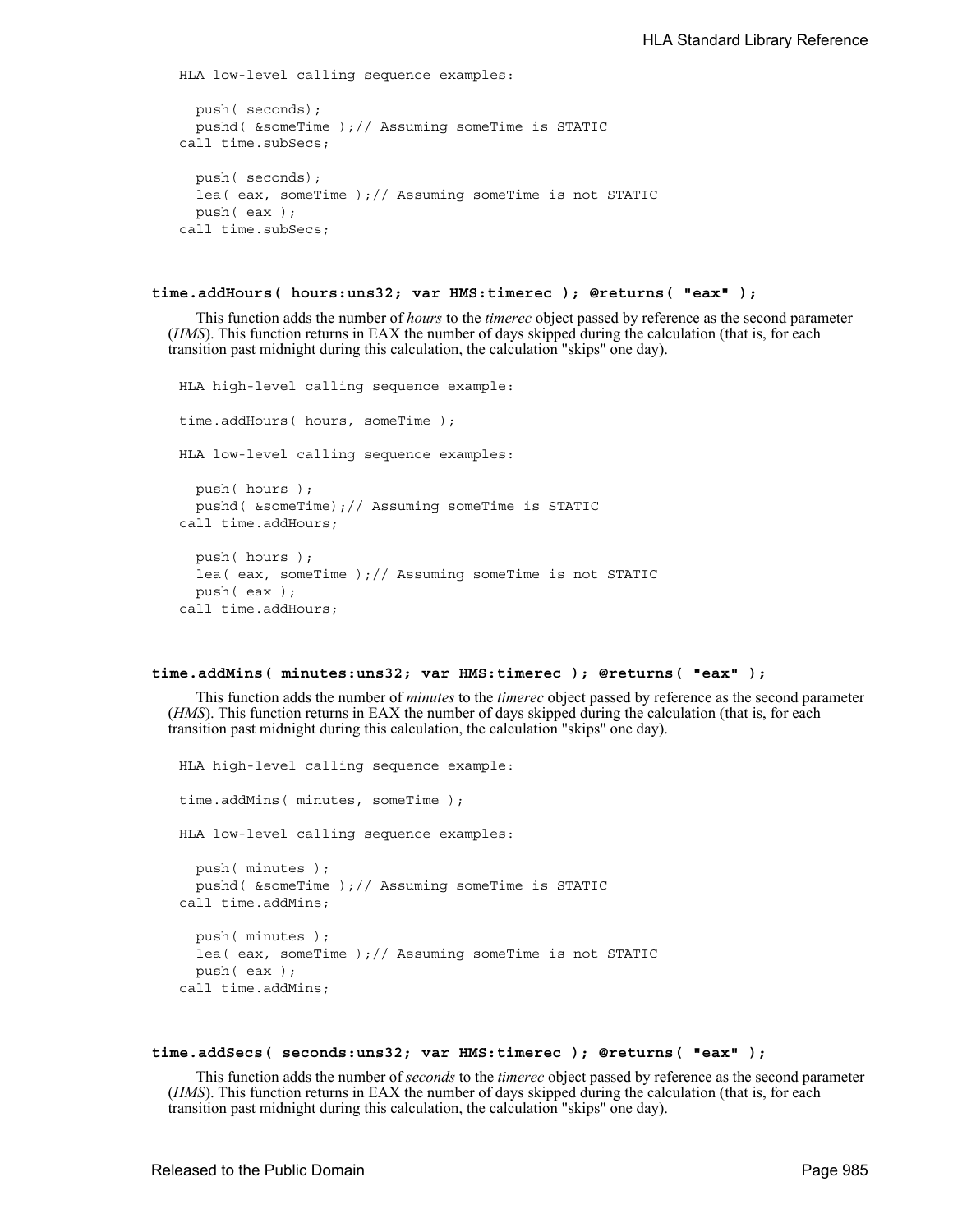```
HLA low-level calling sequence examples:

  push( seconds);
  pushd( &someTime );// Assuming someTime is STATIC
call time.subSecs;

  push( seconds);
  lea( eax, someTime );// Assuming someTime is not STATIC
  push( eax );
call time.subSecs;
```

### time.addHours( hours:uns32; var HMS:timerec ); @returns( "eax" );

This function adds the number of *hours* to the *timerec* object passed by reference as the second parameter (*HMS*). This function returns in EAX the number of days skipped during the calculation (that is, for each transition past midnight during this calculation, the calculation "skips" one day).

```
HLA high-level calling sequence example:

time.addHours( hours, someTime );

HLA low-level calling sequence examples:

  push( hours );
  pushd( &someTime);// Assuming someTime is STATIC
call time.addHours;

  push( hours );
  lea( eax, someTime );// Assuming someTime is not STATIC
  push( eax );
call time.addHours;
```

### time.addMins( minutes:uns32; var HMS:timerec ); @returns( "eax" );

This function adds the number of *minutes* to the *timerec* object passed by reference as the second parameter (*HMS*). This function returns in EAX the number of days skipped during the calculation (that is, for each transition past midnight during this calculation, the calculation "skips" one day).

```
HLA high-level calling sequence example:

time.addMins( minutes, someTime );

HLA low-level calling sequence examples:

  push( minutes );
  pushd( &someTime );// Assuming someTime is STATIC
call time.addMins;

  push( minutes );
  lea( eax, someTime );// Assuming someTime is not STATIC
  push( eax );
call time.addMins;
```

### time.addSecs( seconds:uns32; var HMS:timerec ); @returns( "eax" );

This function adds the number of *seconds* to the *timerec* object passed by reference as the second parameter (*HMS*). This function returns in EAX the number of days skipped during the calculation (that is, for each transition past midnight during this calculation, the calculation "skips" one day).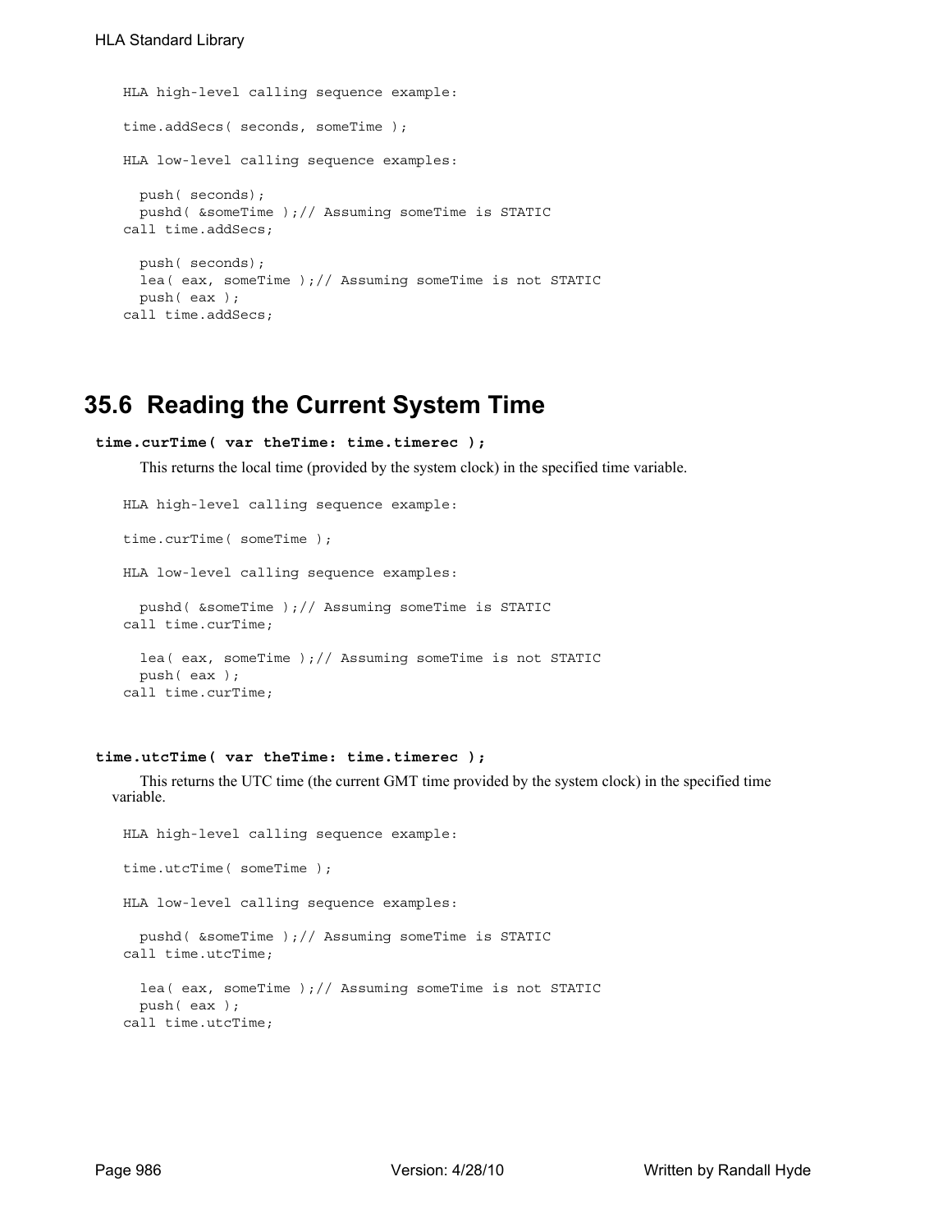```
HLA high-level calling sequence example:

time.addSecs( seconds, someTime );

HLA low-level calling sequence examples:

  push( seconds);
  pushd( &someTime );// Assuming someTime is STATIC
call time.addSecs;

  push( seconds);
  lea( eax, someTime );// Assuming someTime is not STATIC
  push( eax );
call time.addSecs;
```

## 35.6 Reading the Current System Time

**time.curTime( var theTime: time.timerec );**

This returns the local time (provided by the system clock) in the specified time variable.

```
HLA high-level calling sequence example:

time.curTime( someTime );

HLA low-level calling sequence examples:

  pushd( &someTime );// Assuming someTime is STATIC
call time.curTime;

  lea( eax, someTime );// Assuming someTime is not STATIC
  push( eax );
call time.curTime;
```

**time.utcTime( var theTime: time.timerec );**

This returns the UTC time (the current GMT time provided by the system clock) in the specified time variable.

```
HLA high-level calling sequence example:

time.utcTime( someTime );

HLA low-level calling sequence examples:

  pushd( &someTime );// Assuming someTime is STATIC
call time.utcTime;

  lea( eax, someTime );// Assuming someTime is not STATIC
  push( eax );
call time.utcTime;
```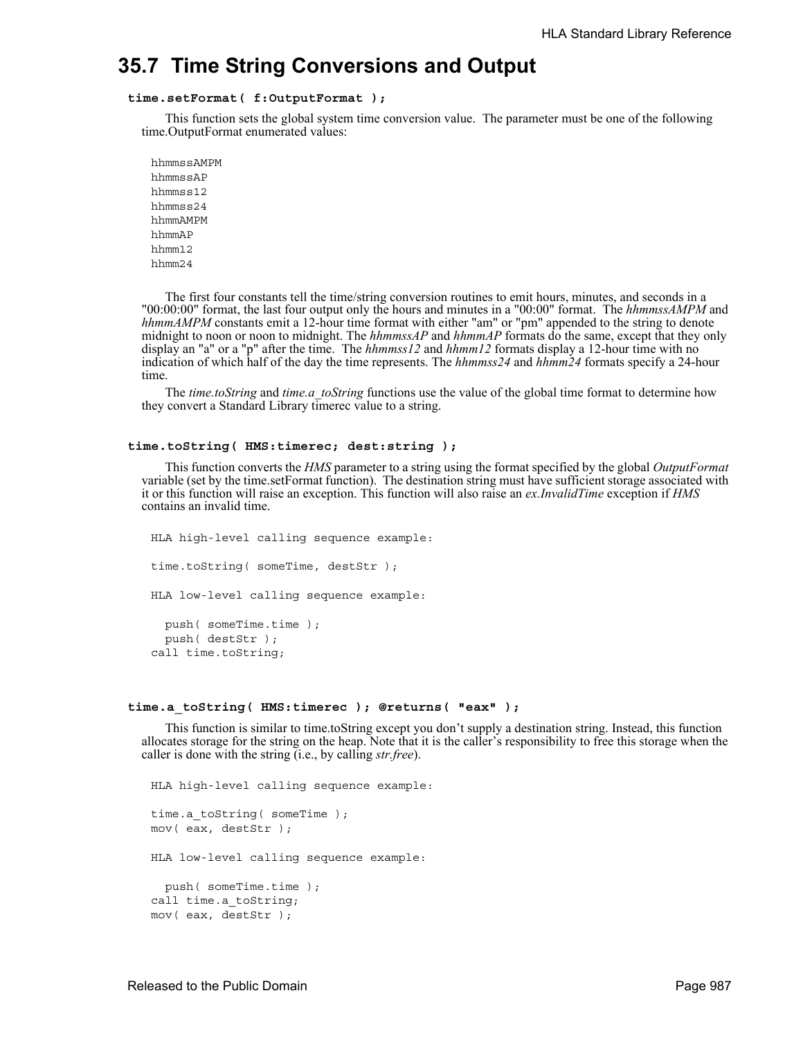## 35.7 Time String Conversions and Output

**`time.setFormat( f:OutputFormat );`**

This function sets the global system time conversion value. The parameter must be one of the following time.OutputFormat enumerated values:

```
hhmmssAMPM
hhmmssAP
hhmmss12
hhmmss24
hhmmAMPM
hhmmAP
hhmm12
hhmm24
```

The first four constants tell the time/string conversion routines to emit hours, minutes, and seconds in a "00:00:00" format, the last four output only the hours and minutes in a "00:00" format. The *hhmmssAMPM* and *hhmmAMPM* constants emit a 12-hour time format with either "am" or "pm" appended to the string to denote midnight to noon or noon to midnight. The *hhmmssAP* and *hhmmAP* formats do the same, except that they only display an "a" or a "p" after the time. The *hhmmss12* and *hhmm12* formats display a 12-hour time with no indication of which half of the day the time represents. The *hhmmss24* and *hhmm24* formats specify a 24-hour time.

The *time.toString* and *time.a_toString* functions use the value of the global time format to determine how they convert a Standard Library timerec value to a string.

**`time.toString( HMS:timerec; dest:string );`**

This function converts the *HMS* parameter to a string using the format specified by the global *OutputFormat* variable (set by the time.setFormat function). The destination string must have sufficient storage associated with it or this function will raise an exception. This function will also raise an *ex.InvalidTime* exception if *HMS* contains an invalid time.

```
HLA high-level calling sequence example:

time.toString( someTime, destStr );

HLA low-level calling sequence example:

  push( someTime.time );
  push( destStr );
call time.toString;
```

**`time.a_toString( HMS:timerec ); @returns( "eax" );`**

This function is similar to time.toString except you don't supply a destination string. Instead, this function allocates storage for the string on the heap. Note that it is the caller's responsibility to free this storage when the caller is done with the string (i.e., by calling *str.free*).

```
HLA high-level calling sequence example:

time.a_toString( someTime );
mov( eax, destStr );

HLA low-level calling sequence example:

  push( someTime.time );
call time.a_toString;
mov( eax, destStr );
```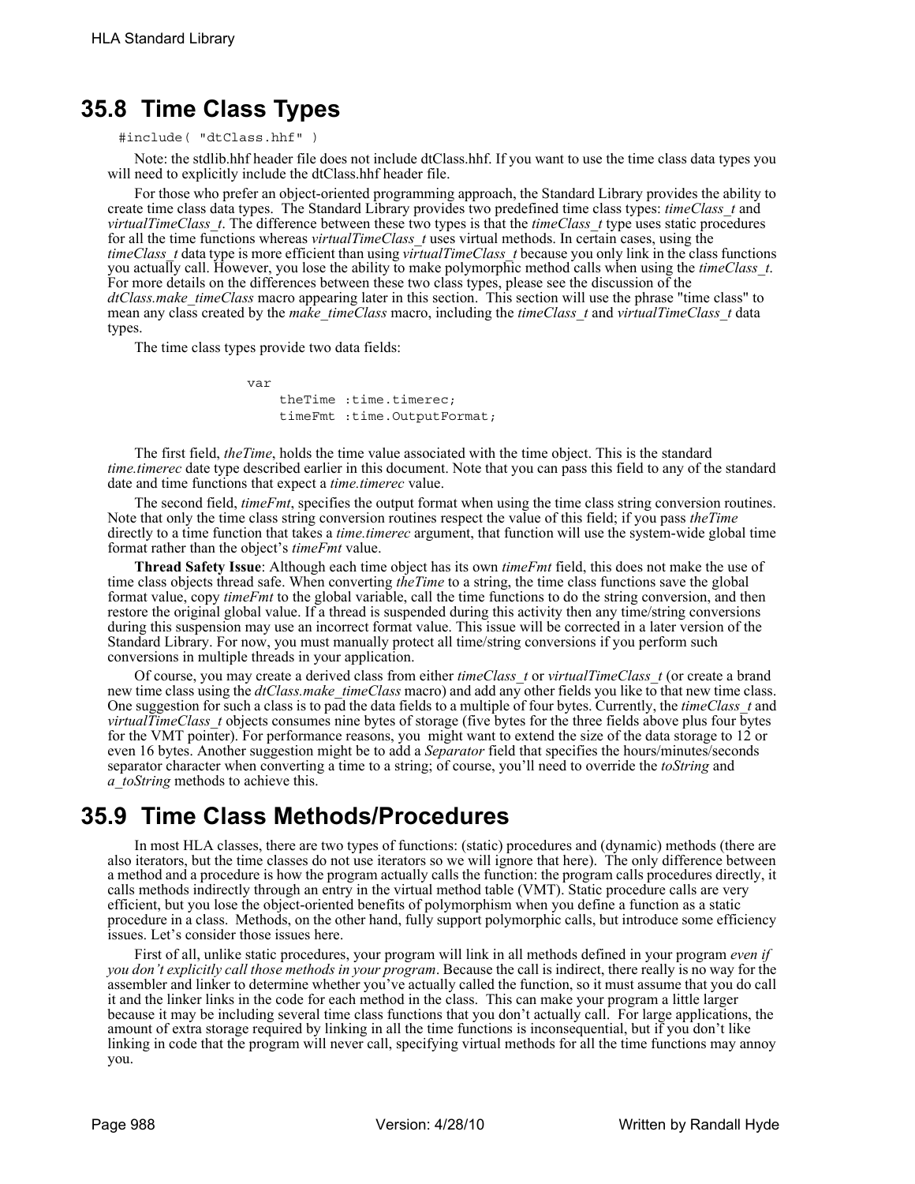## 35.8 Time Class Types

```
#include( "dtClass.hhf" )
```

Note: the stdlib.hhf header file does not include dtClass.hhf. If you want to use the time class data types you will need to explicitly include the dtClass.hhf header file.

For those who prefer an object-oriented programming approach, the Standard Library provides the ability to create time class data types. The Standard Library provides two predefined time class types: *timeClass_t* and *virtualTimeClass_t*. The difference between these two types is that the *timeClass_t* type uses static procedures for all the time functions whereas *virtualTimeClass_t* uses virtual methods. In certain cases, using the *timeClass_t* data type is more efficient than using *virtualTimeClass_t* because you only link in the class functions you actually call. However, you lose the ability to make polymorphic method calls when using the *timeClass_t*. For more details on the differences between these two class types, please see the discussion of the *dtClass.make_timeClass* macro appearing later in this section. This section will use the phrase "time class" to mean any class created by the *make_timeClass* macro, including the *timeClass_t* and *virtualTimeClass_t* data types.

The time class types provide two data fields:

```
var
    theTime :time.timerec;
    timeFmt :time.OutputFormat;
```

The first field, *theTime*, holds the time value associated with the time object. This is the standard *time.timerec* date type described earlier in this document. Note that you can pass this field to any of the standard date and time functions that expect a *time.timerec* value.

The second field, *timeFmt*, specifies the output format when using the time class string conversion routines. Note that only the time class string conversion routines respect the value of this field; if you pass *theTime* directly to a time function that takes a *time.timerec* argument, that function will use the system-wide global time format rather than the object's *timeFmt* value.

**Thread Safety Issue**: Although each time object has its own *timeFmt* field, this does not make the use of time class objects thread safe. When converting *theTime* to a string, the time class functions save the global format value, copy *timeFmt* to the global variable, call the time functions to do the string conversion, and then restore the original global value. If a thread is suspended during this activity then any time/string conversions during this suspension may use an incorrect format value. This issue will be corrected in a later version of the Standard Library. For now, you must manually protect all time/string conversions if you perform such conversions in multiple threads in your application.

Of course, you may create a derived class from either *timeClass_t* or *virtualTimeClass_t* (or create a brand new time class using the *dtClass.make_timeClass* macro) and add any other fields you like to that new time class. One suggestion for such a class is to pad the data fields to a multiple of four bytes. Currently, the *timeClass_t* and *virtualTimeClass_t* objects consumes nine bytes of storage (five bytes for the three fields above plus four bytes for the VMT pointer). For performance reasons, you might want to extend the size of the data storage to 12 or even 16 bytes. Another suggestion might be to add a *Separator* field that specifies the hours/minutes/seconds separator character when converting a time to a string; of course, you'll need to override the *toString* and *a_toString* methods to achieve this.

## 35.9 Time Class Methods/Procedures

In most HLA classes, there are two types of functions: (static) procedures and (dynamic) methods (there are also iterators, but the time classes do not use iterators so we will ignore that here). The only difference between a method and a procedure is how the program actually calls the function: the program calls procedures directly, it calls methods indirectly through an entry in the virtual method table (VMT). Static procedure calls are very efficient, but you lose the object-oriented benefits of polymorphism when you define a function as a static procedure in a class. Methods, on the other hand, fully support polymorphic calls, but introduce some efficiency issues. Let's consider those issues here.

First of all, unlike static procedures, your program will link in all methods defined in your program *even if you don't explicitly call those methods in your program*. Because the call is indirect, there really is no way for the assembler and linker to determine whether you've actually called the function, so it must assume that you do call it and the linker links in the code for each method in the class. This can make your program a little larger because it may be including several time class functions that you don't actually call. For large applications, the amount of extra storage required by linking in all the time functions is inconsequential, but if you don't like linking in code that the program will never call, specifying virtual methods for all the time functions may annoy you.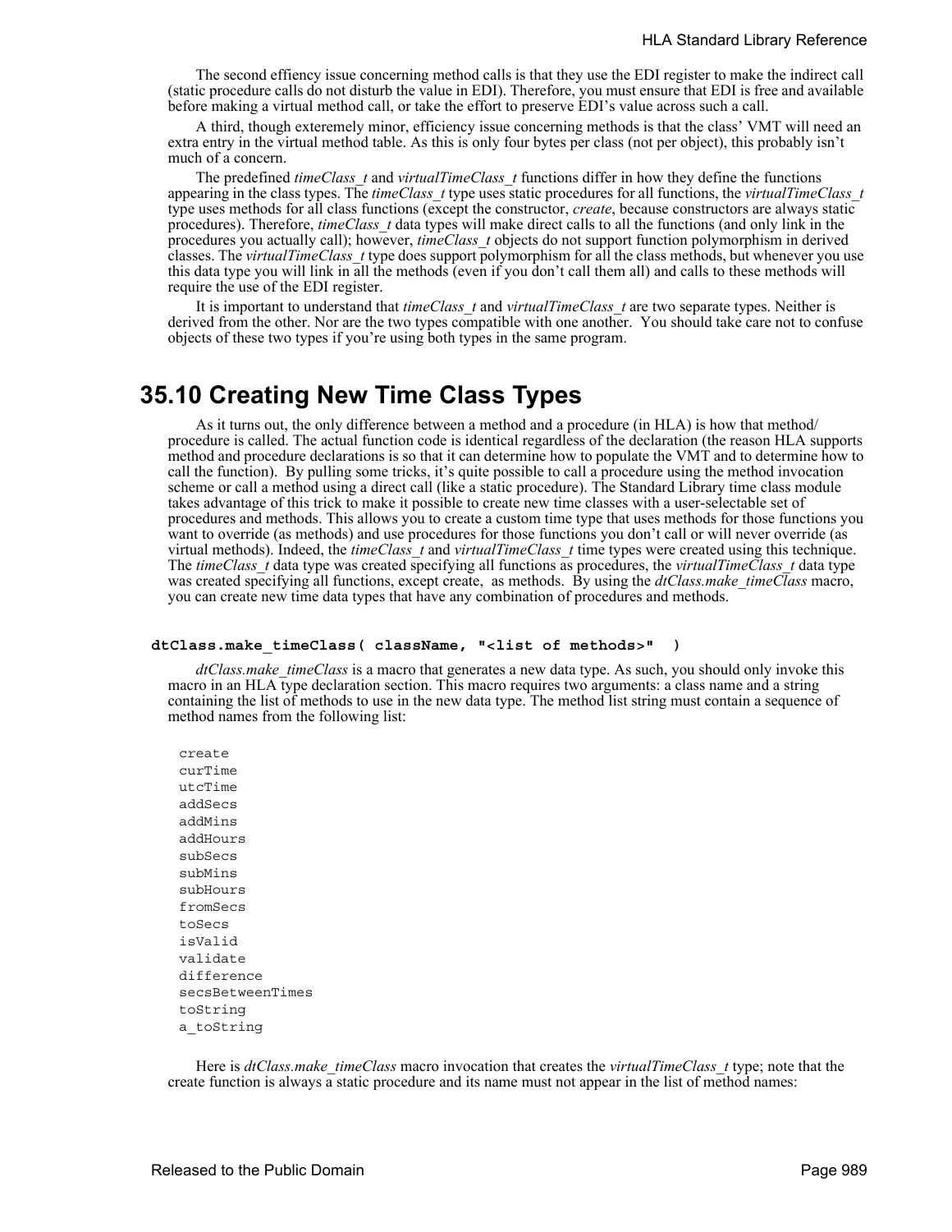The second effiency issue concerning method calls is that they use the EDI register to make the indirect call (static procedure calls do not disturb the value in EDI). Therefore, you must ensure that EDI is free and available before making a virtual method call, or take the effort to preserve EDI's value across such a call.

A third, though exteremely minor, efficiency issue concerning methods is that the class' VMT will need an extra entry in the virtual method table. As this is only four bytes per class (not per object), this probably isn't much of a concern.

The predefined *timeClass_t* and *virtualTimeClass_t* functions differ in how they define the functions appearing in the class types. The *timeClass_t* type uses static procedures for all functions, the *virtualTimeClass_t* type uses methods for all class functions (except the constructor, *create*, because constructors are always static procedures). Therefore, *timeClass_t* data types will make direct calls to all the functions (and only link in the procedures you actually call); however, *timeClass_t* objects do not support function polymorphism in derived classes. The *virtualTimeClass_t* type does support polymorphism for all the class methods, but whenever you use this data type you will link in all the methods (even if you don't call them all) and calls to these methods will require the use of the EDI register.

It is important to understand that *timeClass_t* and *virtualTimeClass_t* are two separate types. Neither is derived from the other. Nor are the two types compatible with one another. You should take care not to confuse objects of these two types if you're using both types in the same program.

## 35.10 Creating New Time Class Types

As it turns out, the only difference between a method and a procedure (in HLA) is how that method/procedure is called. The actual function code is identical regardless of the declaration (the reason HLA supports method and procedure declarations is so that it can determine how to populate the VMT and to determine how to call the function). By pulling some tricks, it's quite possible to call a procedure using the method invocation scheme or call a method using a direct call (like a static procedure). The Standard Library time class module takes advantage of this trick to make it possible to create new time classes with a user-selectable set of procedures and methods. This allows you to create a custom time type that uses methods for those functions you want to override (as methods) and use procedures for those functions you don't call or will never override (as virtual methods). Indeed, the *timeClass_t* and *virtualTimeClass_t* time types were created using this technique. The *timeClass_t* data type was created specifying all functions as procedures, the *virtualTimeClass_t* data type was created specifying all functions, except create, as methods. By using the *dtClass.make_timeClass* macro, you can create new time data types that have any combination of procedures and methods.

```
dtClass.make_timeClass( className, "<list of methods>"  )
```

*dtClass.make_timeClass* is a macro that generates a new data type. As such, you should only invoke this macro in an HLA type declaration section. This macro requires two arguments: a class name and a string containing the list of methods to use in the new data type. The method list string must contain a sequence of method names from the following list:

```
create
curTime
utcTime
addSecs
addMins
addHours
subSecs
subMins
subHours
fromSecs
toSecs
isValid
validate
difference
secsBetweenTimes
toString
a_toString
```

Here is *dtClass.make_timeClass* macro invocation that creates the *virtualTimeClass_t* type; note that the create function is always a static procedure and its name must not appear in the list of method names: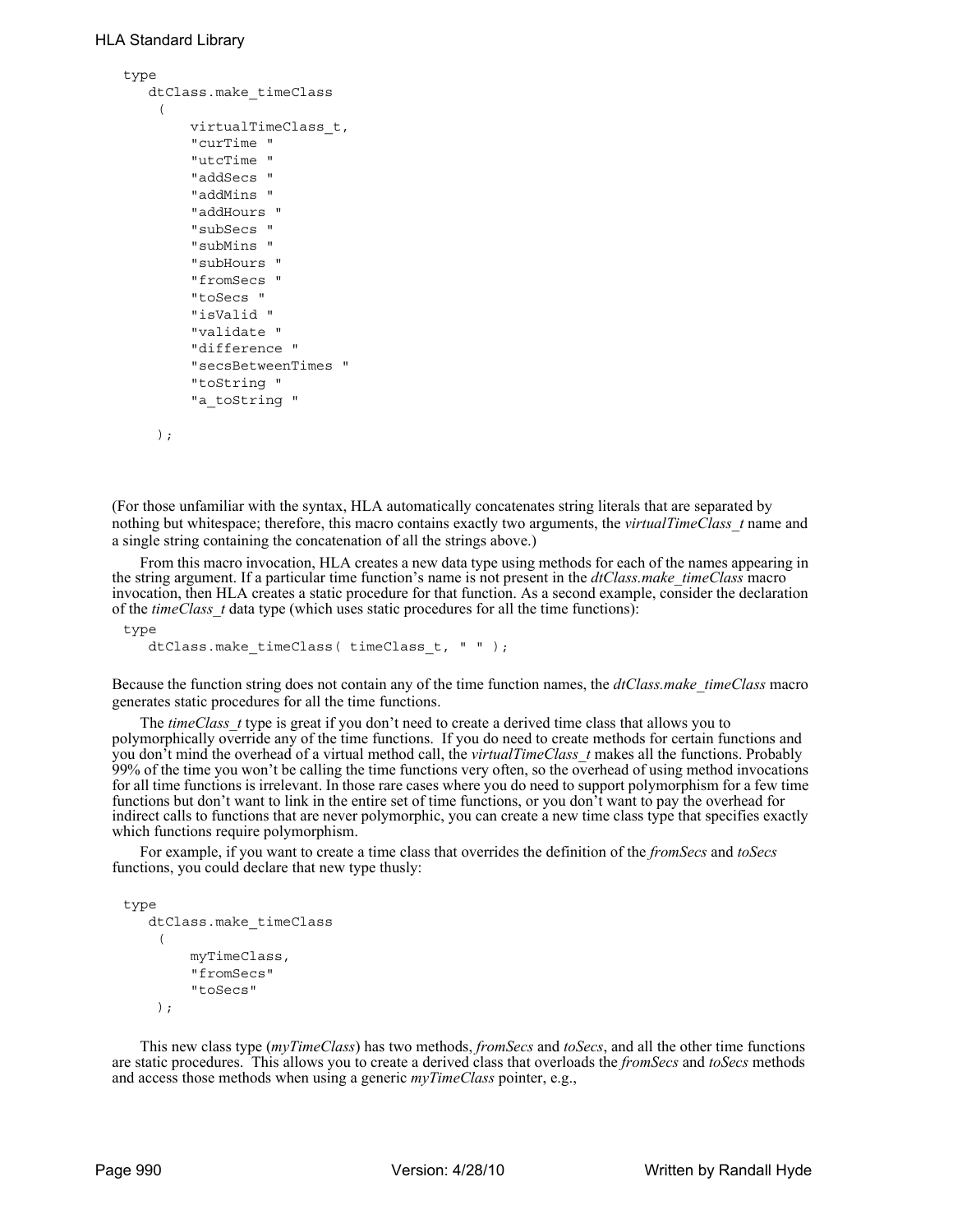```
type
    dtClass.make_timeClass
     (
         virtualTimeClass_t,
         "curTime "
         "utcTime "
         "addSecs "
         "addMins "
         "addHours "
         "subSecs "
         "subMins "
         "subHours "
         "fromSecs "
         "toSecs "
         "isValid "
         "validate "
         "difference "
         "secsBetweenTimes "
         "toString "
         "a_toString "

     );
```

(For those unfamiliar with the syntax, HLA automatically concatenates string literals that are separated by nothing but whitespace; therefore, this macro contains exactly two arguments, the *virtualTimeClass_t* name and a single string containing the concatenation of all the strings above.)

From this macro invocation, HLA creates a new data type using methods for each of the names appearing in the string argument. If a particular time function's name is not present in the *dtClass.make_timeClass* macro invocation, then HLA creates a static procedure for that function. As a second example, consider the declaration of the *timeClass_t* data type (which uses static procedures for all the time functions):

```
type
    dtClass.make_timeClass( timeClass_t, " " );
```

Because the function string does not contain any of the time function names, the *dtClass.make_timeClass* macro generates static procedures for all the time functions.

The *timeClass_t* type is great if you don't need to create a derived time class that allows you to polymorphically override any of the time functions. If you do need to create methods for certain functions and you don't mind the overhead of a virtual method call, the *virtualTimeClass_t* makes all the functions. Probably 99% of the time you won't be calling the time functions very often, so the overhead of using method invocations for all time functions is irrelevant. In those rare cases where you do need to support polymorphism for a few time functions but don't want to link in the entire set of time functions, or you don't want to pay the overhead for indirect calls to functions that are never polymorphic, you can create a new time class type that specifies exactly which functions require polymorphism.

For example, if you want to create a time class that overrides the definition of the *fromSecs* and *toSecs* functions, you could declare that new type thusly:

```
type
    dtClass.make_timeClass
     (
         myTimeClass,
         "fromSecs"
         "toSecs"
     );
```

This new class type (*myTimeClass*) has two methods, *fromSecs* and *toSecs*, and all the other time functions are static procedures. This allows you to create a derived class that overloads the *fromSecs* and *toSecs* methods and access those methods when using a generic *myTimeClass* pointer, e.g.,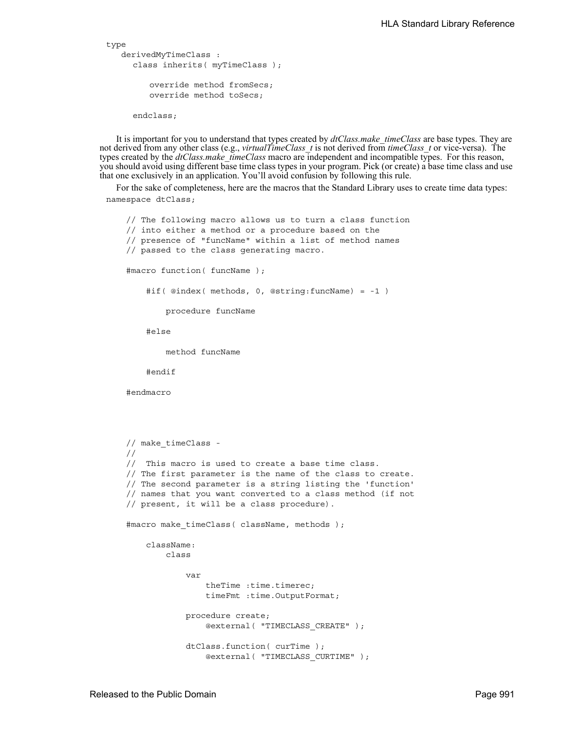```
type
   derivedMyTimeClass :
      class inherits( myTimeClass );

          override method fromSecs;
          override method toSecs;

      endclass;
```

It is important for you to understand that types created by *dtClass.make_timeClass* are base types. They are not derived from any other class (e.g., *virtualTimeClass_t* is not derived from *timeClass_t* or vice-versa). The types created by the *dtClass.make_timeClass* macro are independent and incompatible types. For this reason, you should avoid using different base time class types in your program. Pick (or create) a base time class and use that one exclusively in an application. You'll avoid confusion by following this rule.

For the sake of completeness, here are the macros that the Standard Library uses to create time data types:

```
namespace dtClass;

    // The following macro allows us to turn a class function
    // into either a method or a procedure based on the
    // presence of "funcName" within a list of method names
    // passed to the class generating macro.

    #macro function( funcName );

        #if( @index( methods, 0, @string:funcName) = -1 )

            procedure funcName

        #else

            method funcName

        #endif

    #endmacro




    // make_timeClass -
    //
    //  This macro is used to create a base time class.
    // The first parameter is the name of the class to create.
    // The second parameter is a string listing the 'function'
    // names that you want converted to a class method (if not
    // present, it will be a class procedure).

    #macro make_timeClass( className, methods );

        className:
            class

                var
                    theTime :time.timerec;
                    timeFmt :time.OutputFormat;

                procedure create;
                    @external( "TIMECLASS_CREATE" );

                dtClass.function( curTime );
                    @external( "TIMECLASS_CURTIME" );
```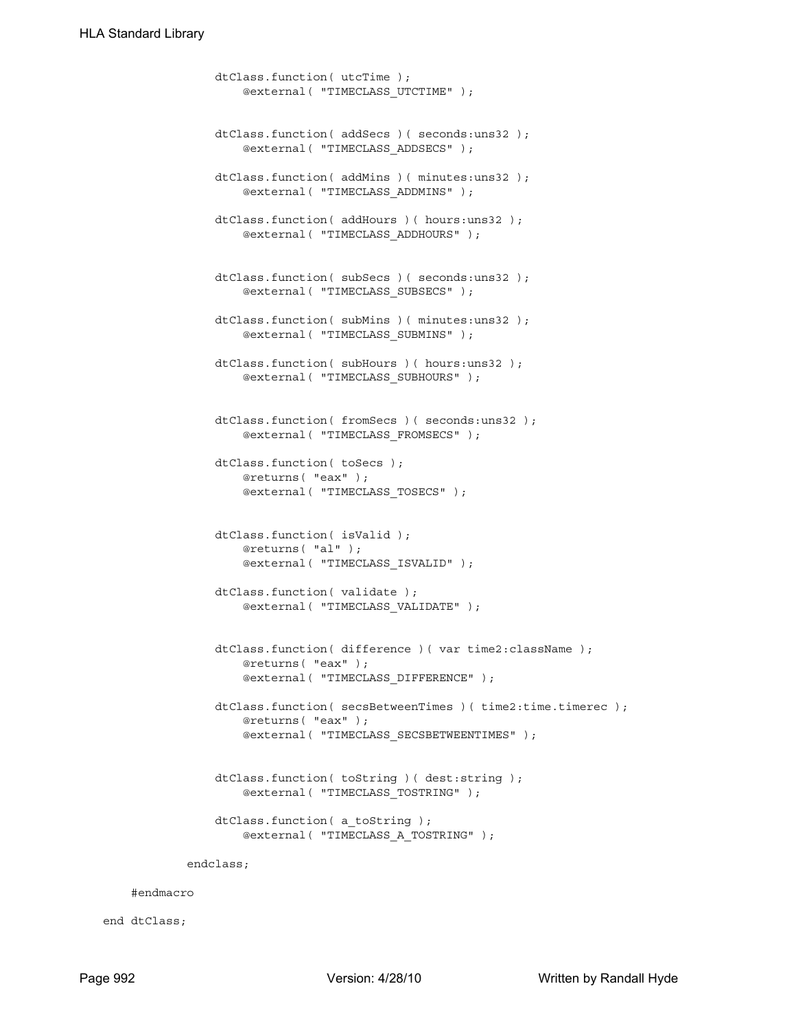```
                dtClass.function( utcTime );
                    @external( "TIMECLASS_UTCTIME" );


                dtClass.function( addSecs )( seconds:uns32 );
                    @external( "TIMECLASS_ADDSECS" );

                dtClass.function( addMins )( minutes:uns32 );
                    @external( "TIMECLASS_ADDMINS" );

                dtClass.function( addHours )( hours:uns32 );
                    @external( "TIMECLASS_ADDHOURS" );


                dtClass.function( subSecs )( seconds:uns32 );
                    @external( "TIMECLASS_SUBSECS" );

                dtClass.function( subMins )( minutes:uns32 );
                    @external( "TIMECLASS_SUBMINS" );

                dtClass.function( subHours )( hours:uns32 );
                    @external( "TIMECLASS_SUBHOURS" );


                dtClass.function( fromSecs )( seconds:uns32 );
                    @external( "TIMECLASS_FROMSECS" );

                dtClass.function( toSecs );
                    @returns( "eax" );
                    @external( "TIMECLASS_TOSECS" );


                dtClass.function( isValid );
                    @returns( "al" );
                    @external( "TIMECLASS_ISVALID" );

                dtClass.function( validate );
                    @external( "TIMECLASS_VALIDATE" );


                dtClass.function( difference )( var time2:className );
                    @returns( "eax" );
                    @external( "TIMECLASS_DIFFERENCE" );

                dtClass.function( secsBetweenTimes )( time2:time.timerec );
                    @returns( "eax" );
                    @external( "TIMECLASS_SECSBETWEENTIMES" );


                dtClass.function( toString )( dest:string );
                    @external( "TIMECLASS_TOSTRING" );

                dtClass.function( a_toString );
                    @external( "TIMECLASS_A_TOSTRING" );

            endclass;

        #endmacro

    end dtClass;
```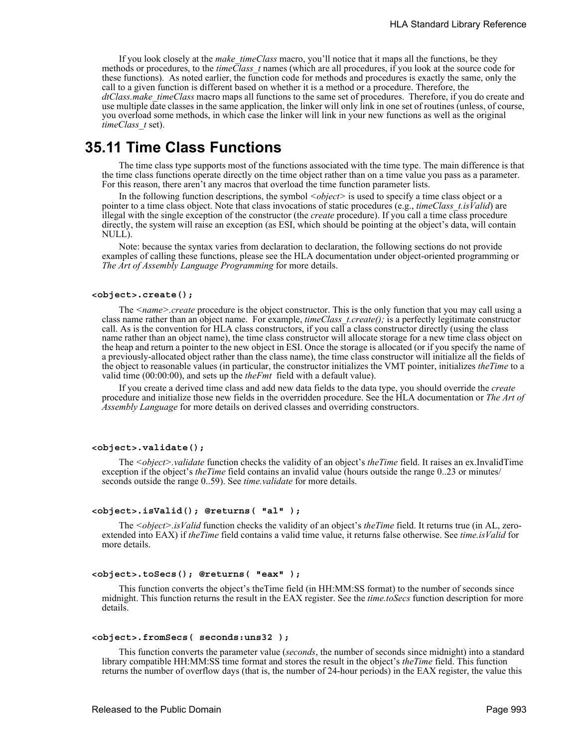If you look closely at the *make_timeClass* macro, you'll notice that it maps all the functions, be they methods or procedures, to the *timeClass_t* names (which are all procedures, if you look at the source code for these functions). As noted earlier, the function code for methods and procedures is exactly the same, only the call to a given function is different based on whether it is a method or a procedure. Therefore, the *dtClass.make_timeClass* macro maps all functions to the same set of procedures. Therefore, if you do create and use multiple date classes in the same application, the linker will only link in one set of routines (unless, of course, you overload some methods, in which case the linker will link in your new functions as well as the original *timeClass_t* set).

## 35.11 Time Class Functions

The time class type supports most of the functions associated with the time type. The main difference is that the time class functions operate directly on the time object rather than on a time value you pass as a parameter. For this reason, there aren't any macros that overload the time function parameter lists.

In the following function descriptions, the symbol <*object*> is used to specify a time class object or a pointer to a time class object. Note that class invocations of static procedures (e.g., *timeClass_t.isValid*) are illegal with the single exception of the constructor (the *create* procedure). If you call a time class procedure directly, the system will raise an exception (as ESI, which should be pointing at the object's data, will contain NULL).

Note: because the syntax varies from declaration to declaration, the following sections do not provide examples of calling these functions, please see the HLA documentation under object-oriented programming or *The Art of Assembly Language Programming* for more details.

```
<object>.create();
```

The <*name*>.*create* procedure is the object constructor. This is the only function that you may call using a class name rather than an object name. For example, *timeClass_t.create();* is a perfectly legitimate constructor call. As is the convention for HLA class constructors, if you call a class constructor directly (using the class name rather than an object name), the time class constructor will allocate storage for a new time class object on the heap and return a pointer to the new object in ESI. Once the storage is allocated (or if you specify the name of a previously-allocated object rather than the class name), the time class constructor will initialize all the fields of the object to reasonable values (in particular, the constructor initializes the VMT pointer, initializes *theTime* to a valid time (00:00:00), and sets up the *theFmt* field with a default value).

If you create a derived time class and add new data fields to the data type, you should override the *create* procedure and initialize those new fields in the overridden procedure. See the HLA documentation or *The Art of Assembly Language* for more details on derived classes and overriding constructors.

```
<object>.validate();
```

The <*object*>.*validate* function checks the validity of an object's *theTime* field. It raises an ex.InvalidTime exception if the object's *theTime* field contains an invalid value (hours outside the range 0..23 or minutes/seconds outside the range 0..59). See *time.validate* for more details.

```
<object>.isValid(); @returns( "al" );
```

The <*object*>.*isValid* function checks the validity of an object's *theTime* field. It returns true (in AL, zero-extended into EAX) if *theTime* field contains a valid time value, it returns false otherwise. See *time.isValid* for more details.

```
<object>.toSecs(); @returns( "eax" );
```

This function converts the object's theTime field (in HH:MM:SS format) to the number of seconds since midnight. This function returns the result in the EAX register. See the *time.toSecs* function description for more details.

```
<object>.fromSecs( seconds:uns32 );
```

This function converts the parameter value (*seconds*, the number of seconds since midnight) into a standard library compatible HH:MM:SS time format and stores the result in the object's *theTime* field. This function returns the number of overflow days (that is, the number of 24-hour periods) in the EAX register, the value this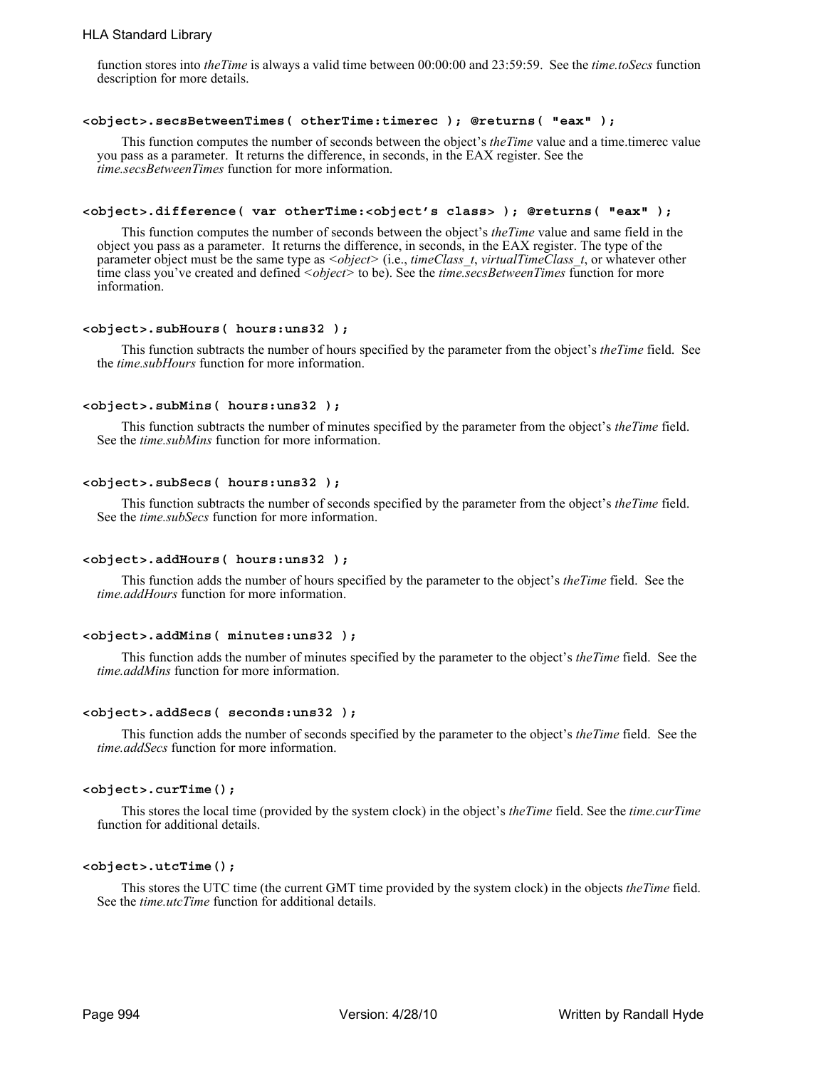function stores into *theTime* is always a valid time between 00:00:00 and 23:59:59. See the *time.toSecs* function description for more details.

```
<object>.secsBetweenTimes( otherTime:timerec ); @returns( "eax" );
```

This function computes the number of seconds between the object's *theTime* value and a time.timerec value you pass as a parameter. It returns the difference, in seconds, in the EAX register. See the *time.secsBetweenTimes* function for more information.

```
<object>.difference( var otherTime:<object's class> ); @returns( "eax" );
```

This function computes the number of seconds between the object's *theTime* value and same field in the object you pass as a parameter. It returns the difference, in seconds, in the EAX register. The type of the parameter object must be the same type as <*object*> (i.e., *timeClass_t*, *virtualTimeClass_t*, or whatever other time class you've created and defined <*object*> to be). See the *time.secsBetweenTimes* function for more information.

```
<object>.subHours( hours:uns32 );
```

This function subtracts the number of hours specified by the parameter from the object's *theTime* field. See the *time.subHours* function for more information.

```
<object>.subMins( hours:uns32 );
```

This function subtracts the number of minutes specified by the parameter from the object's *theTime* field. See the *time.subMins* function for more information.

```
<object>.subSecs( hours:uns32 );
```

This function subtracts the number of seconds specified by the parameter from the object's *theTime* field. See the *time.subSecs* function for more information.

```
<object>.addHours( hours:uns32 );
```

This function adds the number of hours specified by the parameter to the object's *theTime* field. See the *time.addHours* function for more information.

```
<object>.addMins( minutes:uns32 );
```

This function adds the number of minutes specified by the parameter to the object's *theTime* field. See the *time.addMins* function for more information.

```
<object>.addSecs( seconds:uns32 );
```

This function adds the number of seconds specified by the parameter to the object's *theTime* field. See the *time.addSecs* function for more information.

```
<object>.curTime();
```

This stores the local time (provided by the system clock) in the object's *theTime* field. See the *time.curTime* function for additional details.

```
<object>.utcTime();
```

This stores the UTC time (the current GMT time provided by the system clock) in the objects *theTime* field. See the *time.utcTime* function for additional details.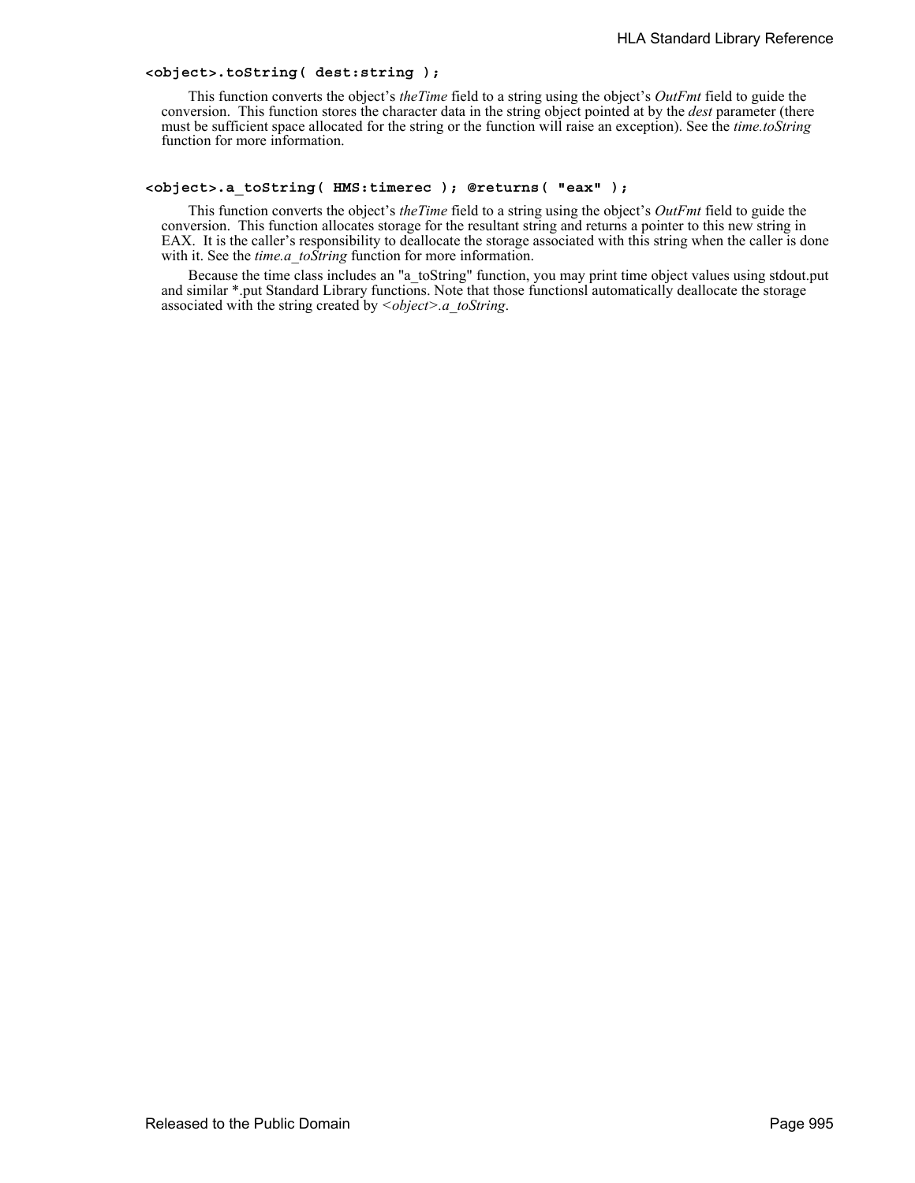**<object>.toString( dest:string );**

This function converts the object's *theTime* field to a string using the object's *OutFmt* field to guide the conversion. This function stores the character data in the string object pointed at by the *dest* parameter (there must be sufficient space allocated for the string or the function will raise an exception). See the *time.toString* function for more information.

**<object>.a_toString( HMS:timerec ); @returns( "eax" );**

This function converts the object's *theTime* field to a string using the object's *OutFmt* field to guide the conversion. This function allocates storage for the resultant string and returns a pointer to this new string in EAX. It is the caller's responsibility to deallocate the storage associated with this string when the caller is done with it. See the *time.a_toString* function for more information.

Because the time class includes an "a_toString" function, you may print time object values using stdout.put and similar *.put Standard Library functions. Note that those functionsl automatically deallocate the storage associated with the string created by *<object>.a_toString*.